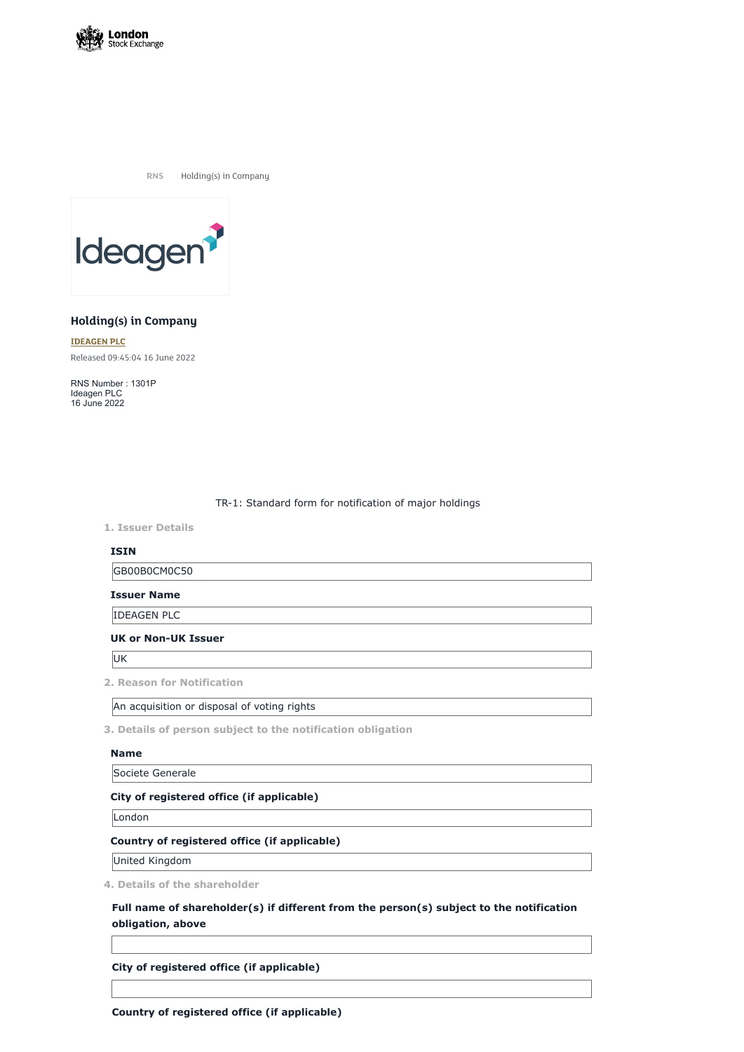RNS Holding(s) in Company

## Holding(s) in Company

IDEAGEN PLC

Released 09:45:04 16 June 2022

RNS Number : 1301P
Ideagen PLC
16 June 2022

TR-1: Standard form for notification of major holdings

### 1. Issuer Details

**ISIN**

GB00B0CM0C50

**Issuer Name**

IDEAGEN PLC

**UK or Non-UK Issuer**

UK

### 2. Reason for Notification

An acquisition or disposal of voting rights

### 3. Details of person subject to the notification obligation

**Name**

Societe Generale

**City of registered office (if applicable)**

London

**Country of registered office (if applicable)**

United Kingdom

### 4. Details of the shareholder

**Full name of shareholder(s) if different from the person(s) subject to the notification obligation, above**

**City of registered office (if applicable)**

**Country of registered office (if applicable)**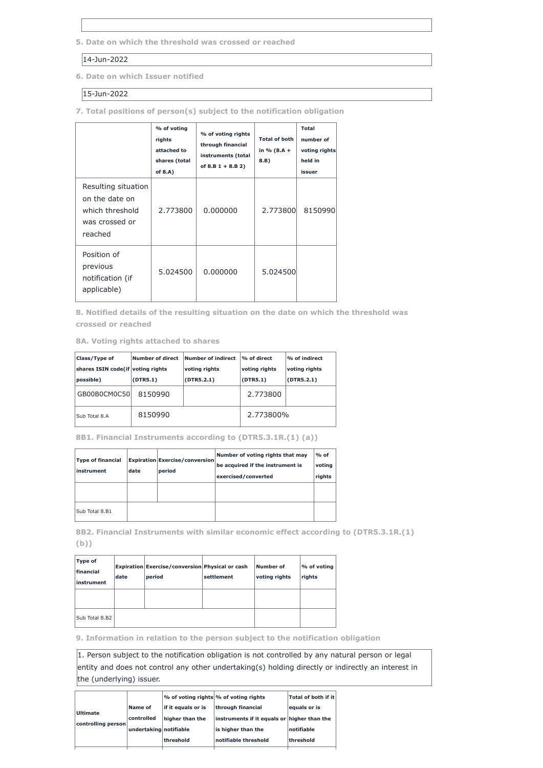5. Date on which the threshold was crossed or reached

14-Jun-2022

6. Date on which Issuer notified

15-Jun-2022

7. Total positions of person(s) subject to the notification obligation

| | % of voting rights attached to shares (total of 8.A) | % of voting rights through financial instruments (total of 8.B 1 + 8.B 2) | Total of both in % (8.A + 8.B) | Total number of voting rights held in issuer |
|---|---|---|---|---|
| Resulting situation on the date on which threshold was crossed or reached | 2.773800 | 0.000000 | 2.773800 | 8150990 |
| Position of previous notification (if applicable) | 5.024500 | 0.000000 | 5.024500 | |

8. Notified details of the resulting situation on the date on which the threshold was crossed or reached

8A. Voting rights attached to shares

| Class/Type of shares ISIN code(if possible) | Number of direct voting rights (DTR5.1) | Number of indirect voting rights (DTR5.2.1) | % of direct voting rights (DTR5.1) | % of indirect voting rights (DTR5.2.1) |
|---|---|---|---|---|
| GB00B0CM0C50 | 8150990 | | 2.773800 | |
| Sub Total 8.A | 8150990 | | 2.773800% | |

8B1. Financial Instruments according to (DTR5.3.1R.(1) (a))

| Type of financial instrument | Expiration date | Exercise/conversion period | Number of voting rights that may be acquired if the instrument is exercised/converted | % of voting rights |
|---|---|---|---|---|
| | | | | |
| Sub Total 8.B1 | | | | |

8B2. Financial Instruments with similar economic effect according to (DTR5.3.1R.(1) (b))

| Type of financial instrument | Expiration date | Exercise/conversion period | Physical or cash settlement | Number of voting rights | % of voting rights |
|---|---|---|---|---|---|
| | | | | | |
| Sub Total 8.B2 | | | | | |

9. Information in relation to the person subject to the notification obligation

1. Person subject to the notification obligation is not controlled by any natural person or legal entity and does not control any other undertaking(s) holding directly or indirectly an interest in the (underlying) issuer.

| Ultimate controlling person | Name of controlled undertaking | % of voting rights if it equals or is higher than the notifiable threshold | % of voting rights through financial instruments if it equals or is higher than the notifiable threshold | Total of both if it equals or is higher than the notifiable threshold |
|---|---|---|---|---|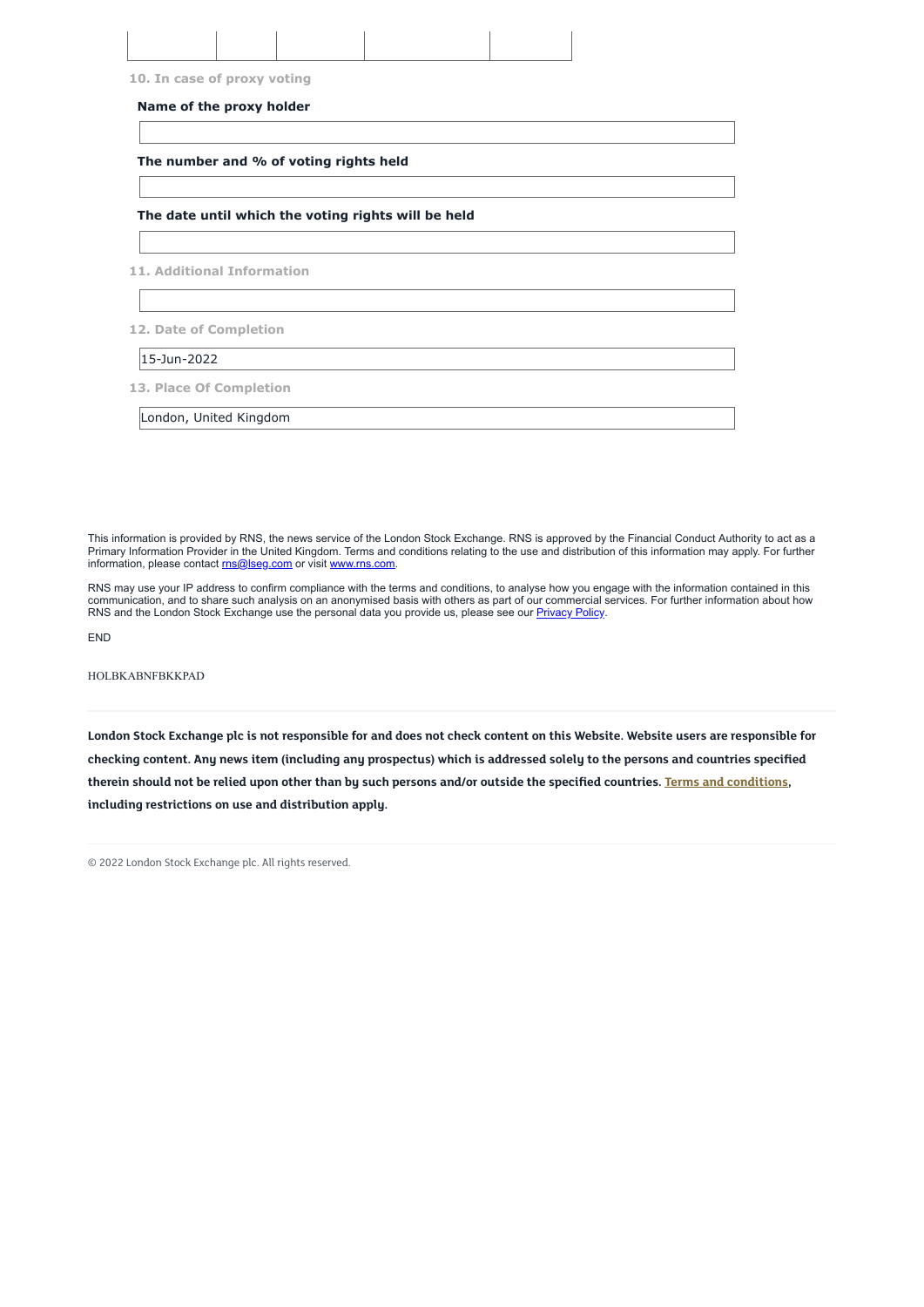| | | | | |
|---|---|---|---|---|
| | | | | |

### 10. In case of proxy voting

**Name of the proxy holder**

**The number and % of voting rights held**

**The date until which the voting rights will be held**

### 11. Additional Information

### 12. Date of Completion

15-Jun-2022

### 13. Place Of Completion

London, United Kingdom

This information is provided by RNS, the news service of the London Stock Exchange. RNS is approved by the Financial Conduct Authority to act as a Primary Information Provider in the United Kingdom. Terms and conditions relating to the use and distribution of this information may apply. For further information, please contact rns@lseg.com or visit www.rns.com.

RNS may use your IP address to confirm compliance with the terms and conditions, to analyse how you engage with the information contained in this communication, and to share such analysis on an anonymised basis with others as part of our commercial services. For further information about how RNS and the London Stock Exchange use the personal data you provide us, please see our Privacy Policy.

END

HOLBKABNFBKKPAD

**London Stock Exchange plc is not responsible for and does not check content on this Website. Website users are responsible for checking content. Any news item (including any prospectus) which is addressed solely to the persons and countries specified therein should not be relied upon other than by such persons and/or outside the specified countries. Terms and conditions, including restrictions on use and distribution apply.**

© 2022 London Stock Exchange plc. All rights reserved.